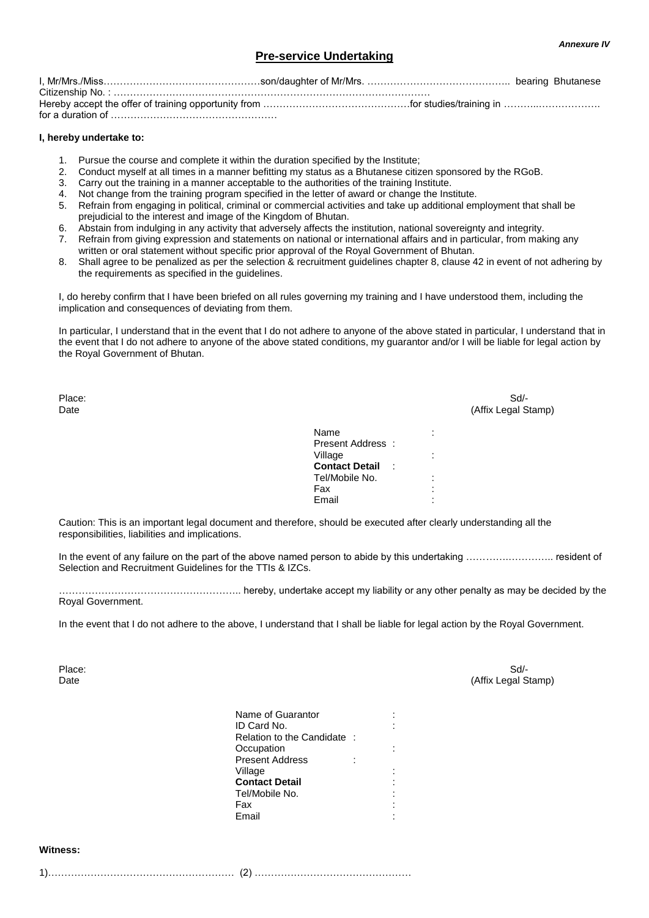*Annexure IV*

## Pre-service Undertaking

I, Mr/Mrs./Miss…………………………………………son/daughter of Mr/Mrs. …………………………………….. bearing Bhutanese Citizenship No. : ……………………………………………………………………………………
Hereby accept the offer of training opportunity from ………………………………………for studies/training in ………..………………. for a duration of ……………………………………………

**I, hereby undertake to:**

1. Pursue the course and complete it within the duration specified by the Institute;
2. Conduct myself at all times in a manner befitting my status as a Bhutanese citizen sponsored by the RGoB.
3. Carry out the training in a manner acceptable to the authorities of the training Institute.
4. Not change from the training program specified in the letter of award or change the Institute.
5. Refrain from engaging in political, criminal or commercial activities and take up additional employment that shall be prejudicial to the interest and image of the Kingdom of Bhutan.
6. Abstain from indulging in any activity that adversely affects the institution, national sovereignty and integrity.
7. Refrain from giving expression and statements on national or international affairs and in particular, from making any written or oral statement without specific prior approval of the Royal Government of Bhutan.
8. Shall agree to be penalized as per the selection & recruitment guidelines chapter 8, clause 42 in event of not adhering by the requirements as specified in the guidelines.

I, do hereby confirm that I have been briefed on all rules governing my training and I have understood them, including the implication and consequences of deviating from them.

In particular, I understand that in the event that I do not adhere to anyone of the above stated in particular, I understand that in the event that I do not adhere to anyone of the above stated conditions, my guarantor and/or I will be liable for legal action by the Royal Government of Bhutan.

Place:
Date

Sd/-
(Affix Legal Stamp)

Name :
Present Address :
Village :
**Contact Detail** :
Tel/Mobile No. :
Fax :
Email :

Caution: This is an important legal document and therefore, should be executed after clearly understanding all the responsibilities, liabilities and implications.

In the event of any failure on the part of the above named person to abide by this undertaking ……………………….. resident of Selection and Recruitment Guidelines for the TTIs & IZCs.

……………………………………………….. hereby, undertake accept my liability or any other penalty as may be decided by the Royal Government.

In the event that I do not adhere to the above, I understand that I shall be liable for legal action by the Royal Government.

Place:
Date

Sd/-
(Affix Legal Stamp)

Name of Guarantor :
ID Card No. :
Relation to the Candidate :
Occupation :
Present Address :
Village :
**Contact Detail** :
Tel/Mobile No. :
Fax :
Email :

**Witness:**

1)………………………………………………… (2) …………………………………………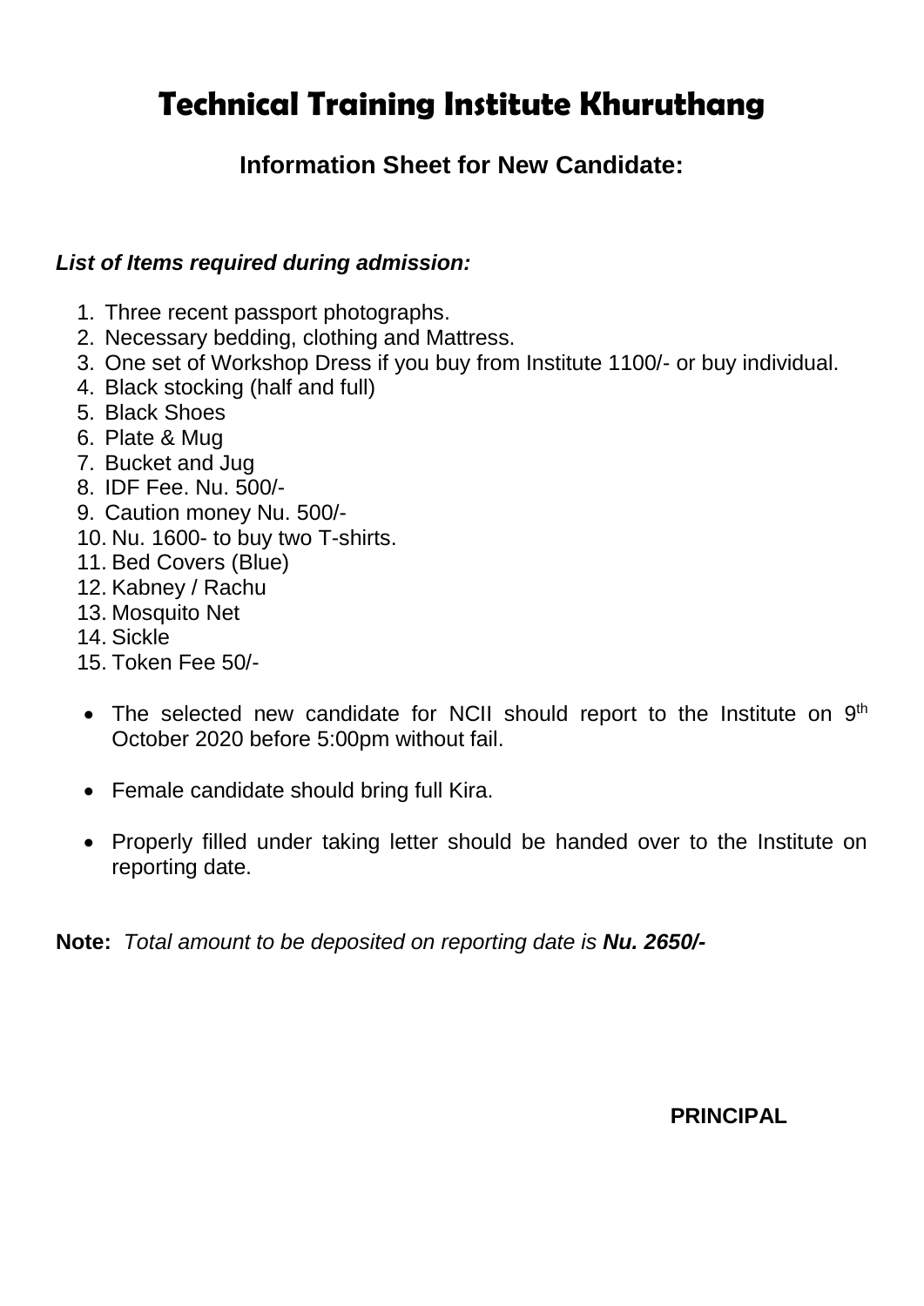# Technical Training Institute Khuruthang

## Information Sheet for New Candidate:

***List of Items required during admission:***

1. Three recent passport photographs.
2. Necessary bedding, clothing and Mattress.
3. One set of Workshop Dress if you buy from Institute 1100/- or buy individual.
4. Black stocking (half and full)
5. Black Shoes
6. Plate & Mug
7. Bucket and Jug
8. IDF Fee. Nu. 500/-
9. Caution money Nu. 500/-
10. Nu. 1600- to buy two T-shirts.
11. Bed Covers (Blue)
12. Kabney / Rachu
13. Mosquito Net
14. Sickle
15. Token Fee 50/-

- The selected new candidate for NCII should report to the Institute on 9th October 2020 before 5:00pm without fail.
- Female candidate should bring full Kira.
- Properly filled under taking letter should be handed over to the Institute on reporting date.

**Note:** *Total amount to be deposited on reporting date is **Nu. 2650/-***

**PRINCIPAL**